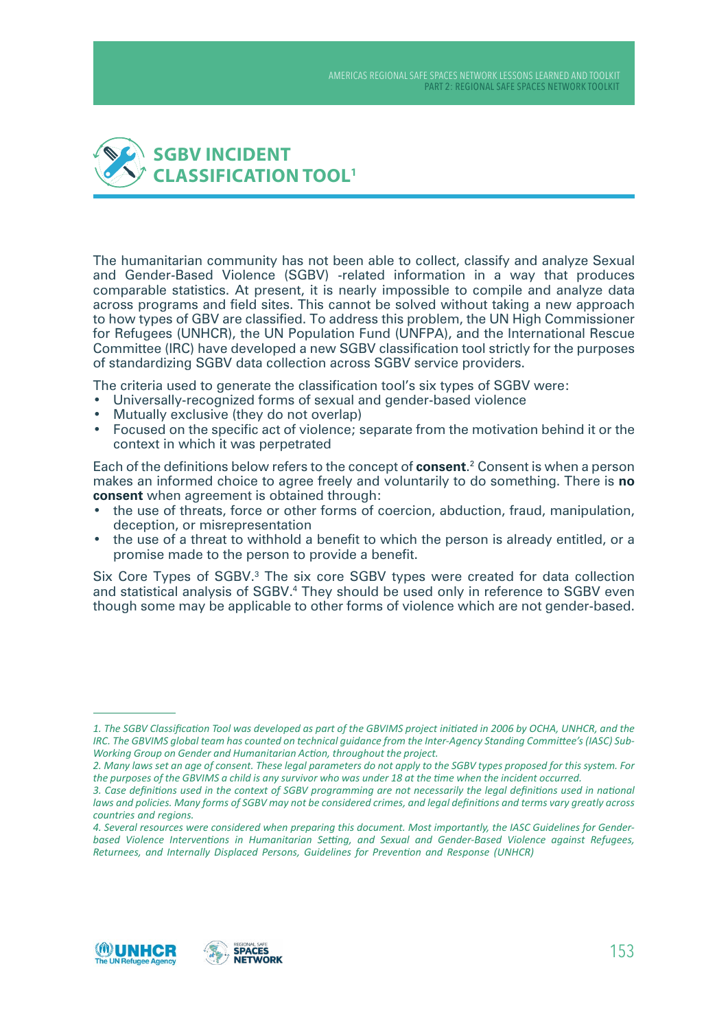# SGBV INCIDENT CLASSIFICATION TOOL[1]

The humanitarian community has not been able to collect, classify and analyze Sexual and Gender-Based Violence (SGBV) -related information in a way that produces comparable statistics. At present, it is nearly impossible to compile and analyze data across programs and field sites. This cannot be solved without taking a new approach to how types of GBV are classified. To address this problem, the UN High Commissioner for Refugees (UNHCR), the UN Population Fund (UNFPA), and the International Rescue Committee (IRC) have developed a new SGBV classification tool strictly for the purposes of standardizing SGBV data collection across SGBV service providers.

The criteria used to generate the classification tool's six types of SGBV were:

- Universally-recognized forms of sexual and gender-based violence
- Mutually exclusive (they do not overlap)
- Focused on the specific act of violence; separate from the motivation behind it or the context in which it was perpetrated

Each of the definitions below refers to the concept of **consent**.[2] Consent is when a person makes an informed choice to agree freely and voluntarily to do something. There is **no consent** when agreement is obtained through:

- the use of threats, force or other forms of coercion, abduction, fraud, manipulation, deception, or misrepresentation
- the use of a threat to withhold a benefit to which the person is already entitled, or a promise made to the person to provide a benefit.

Six Core Types of SGBV.[3] The six core SGBV types were created for data collection and statistical analysis of SGBV.[4] They should be used only in reference to SGBV even though some may be applicable to other forms of violence which are not gender-based.

---

*1. The SGBV Classification Tool was developed as part of the GBVIMS project initiated in 2006 by OCHA, UNHCR, and the IRC. The GBVIMS global team has counted on technical guidance from the Inter-Agency Standing Committee's (IASC) Sub-Working Group on Gender and Humanitarian Action, throughout the project.*

*2. Many laws set an age of consent. These legal parameters do not apply to the SGBV types proposed for this system. For the purposes of the GBVIMS a child is any survivor who was under 18 at the time when the incident occurred.*

*3. Case definitions used in the context of SGBV programming are not necessarily the legal definitions used in national laws and policies. Many forms of SGBV may not be considered crimes, and legal definitions and terms vary greatly across countries and regions.*

*4. Several resources were considered when preparing this document. Most importantly, the IASC Guidelines for Gender-based Violence Interventions in Humanitarian Setting, and Sexual and Gender-Based Violence against Refugees, Returnees, and Internally Displaced Persons, Guidelines for Prevention and Response (UNHCR)*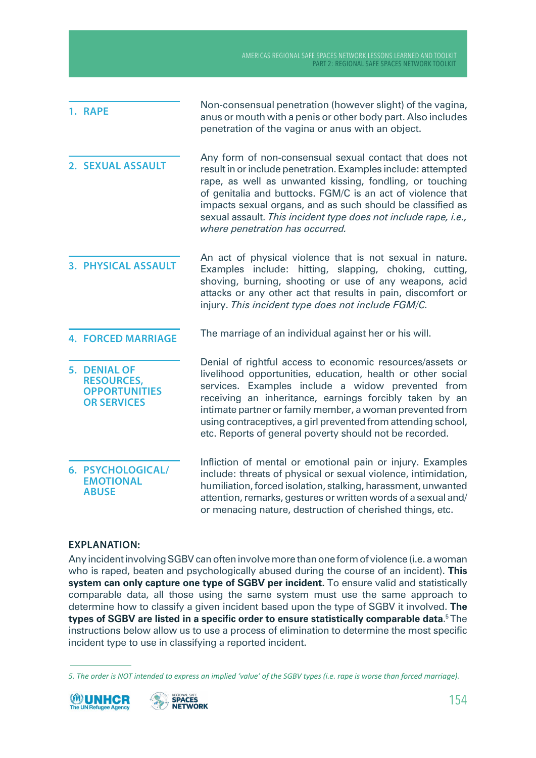**1. RAPE**

Non-consensual penetration (however slight) of the vagina, anus or mouth with a penis or other body part. Also includes penetration of the vagina or anus with an object.

**2. SEXUAL ASSAULT**

Any form of non-consensual sexual contact that does not result in or include penetration. Examples include: attempted rape, as well as unwanted kissing, fondling, or touching of genitalia and buttocks. FGM/C is an act of violence that impacts sexual organs, and as such should be classified as sexual assault. *This incident type does not include rape, i.e., where penetration has occurred.*

**3. PHYSICAL ASSAULT**

An act of physical violence that is not sexual in nature. Examples include: hitting, slapping, choking, cutting, shoving, burning, shooting or use of any weapons, acid attacks or any other act that results in pain, discomfort or injury. *This incident type does not include FGM/C.*

**4. FORCED MARRIAGE**

The marriage of an individual against her or his will.

**5. DENIAL OF RESOURCES, OPPORTUNITIES OR SERVICES**

Denial of rightful access to economic resources/assets or livelihood opportunities, education, health or other social services. Examples include a widow prevented from receiving an inheritance, earnings forcibly taken by an intimate partner or family member, a woman prevented from using contraceptives, a girl prevented from attending school, etc. Reports of general poverty should not be recorded.

**6. PSYCHOLOGICAL/ EMOTIONAL ABUSE**

Infliction of mental or emotional pain or injury. Examples include: threats of physical or sexual violence, intimidation, humiliation, forced isolation, stalking, harassment, unwanted attention, remarks, gestures or written words of a sexual and/or menacing nature, destruction of cherished things, etc.

**EXPLANATION:**

Any incident involving SGBV can often involve more than one form of violence (i.e. a woman who is raped, beaten and psychologically abused during the course of an incident). **This system can only capture one type of SGBV per incident.** To ensure valid and statistically comparable data, all those using the same system must use the same approach to determine how to classify a given incident based upon the type of SGBV it involved. **The types of SGBV are listed in a specific order to ensure statistically comparable data.**[5] The instructions below allow us to use a process of elimination to determine the most specific incident type to use in classifying a reported incident.

*5. The order is NOT intended to express an implied 'value' of the SGBV types (i.e. rape is worse than forced marriage).*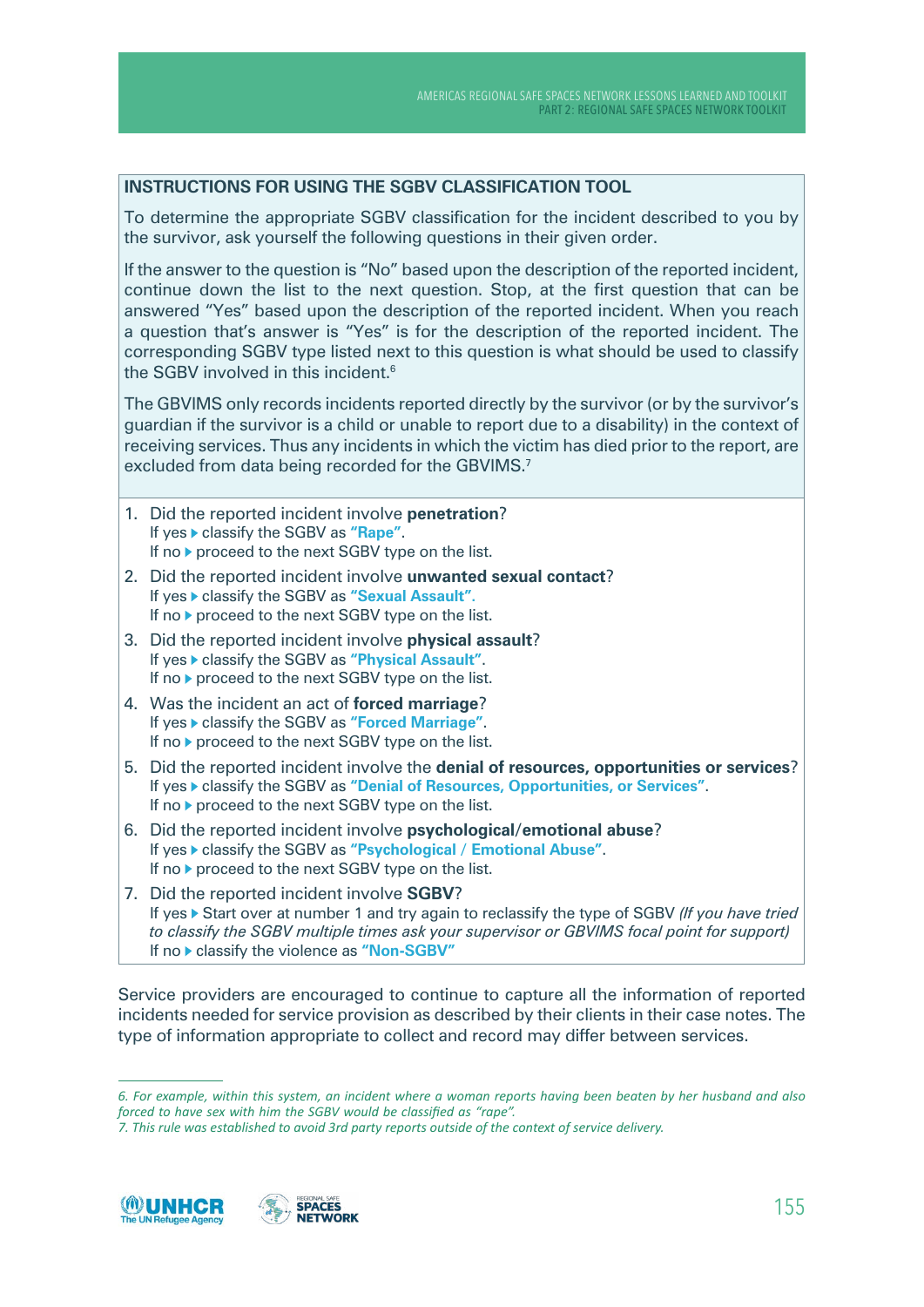### INSTRUCTIONS FOR USING THE SGBV CLASSIFICATION TOOL

To determine the appropriate SGBV classification for the incident described to you by the survivor, ask yourself the following questions in their given order.

If the answer to the question is "No" based upon the description of the reported incident, continue down the list to the next question. Stop, at the first question that can be answered "Yes" based upon the description of the reported incident. When you reach a question that's answer is "Yes" is for the description of the reported incident. The corresponding SGBV type listed next to this question is what should be used to classify the SGBV involved in this incident.[6]

The GBVIMS only records incidents reported directly by the survivor (or by the survivor's guardian if the survivor is a child or unable to report due to a disability) in the context of receiving services. Thus any incidents in which the victim has died prior to the report, are excluded from data being recorded for the GBVIMS.[7]

1. Did the reported incident involve **penetration**?
   If yes ▸ classify the SGBV as **"Rape"**.
   If no ▸ proceed to the next SGBV type on the list.
2. Did the reported incident involve **unwanted sexual contact**?
   If yes ▸ classify the SGBV as **"Sexual Assault"**.
   If no ▸ proceed to the next SGBV type on the list.
3. Did the reported incident involve **physical assault**?
   If yes ▸ classify the SGBV as **"Physical Assault"**.
   If no ▸ proceed to the next SGBV type on the list.
4. Was the incident an act of **forced marriage**?
   If yes ▸ classify the SGBV as **"Forced Marriage"**.
   If no ▸ proceed to the next SGBV type on the list.
5. Did the reported incident involve the **denial of resources, opportunities or services**?
   If yes ▸ classify the SGBV as **"Denial of Resources, Opportunities, or Services"**.
   If no ▸ proceed to the next SGBV type on the list.
6. Did the reported incident involve **psychological**/**emotional abuse**?
   If yes ▸ classify the SGBV as **"Psychological / Emotional Abuse"**.
   If no ▸ proceed to the next SGBV type on the list.
7. Did the reported incident involve **SGBV**?
   If yes ▸ Start over at number 1 and try again to reclassify the type of SGBV *(If you have tried to classify the SGBV multiple times ask your supervisor or GBVIMS focal point for support)*
   If no ▸ classify the violence as **"Non-SGBV"**

Service providers are encouraged to continue to capture all the information of reported incidents needed for service provision as described by their clients in their case notes. The type of information appropriate to collect and record may differ between services.

---

*6. For example, within this system, an incident where a woman reports having been beaten by her husband and also forced to have sex with him the SGBV would be classified as "rape".*

*7. This rule was established to avoid 3rd party reports outside of the context of service delivery.*